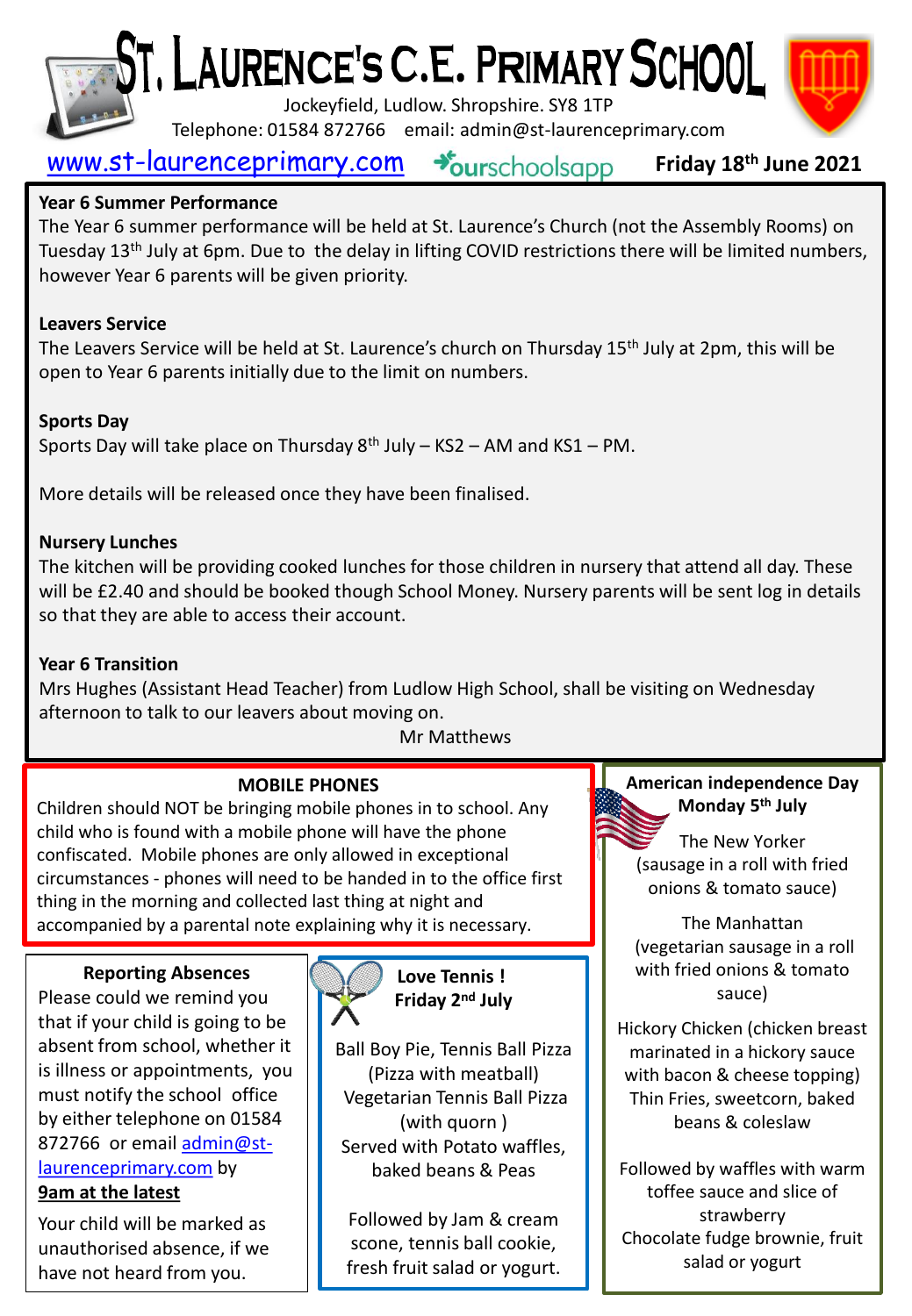# St. Laurence's C.E. Primary School

Jockeyfield, Ludlow. Shropshire. SY8 1TP

Telephone: 01584 872766 email: admin@st-laurenceprimary.com

www.st-laurenceprimary.com ourschoolsapp **Friday 18th June 2021**

**Year 6 Summer Performance**

The Year 6 summer performance will be held at St. Laurence's Church (not the Assembly Rooms) on Tuesday 13th July at 6pm. Due to the delay in lifting COVID restrictions there will be limited numbers, however Year 6 parents will be given priority.

**Leavers Service**

The Leavers Service will be held at St. Laurence's church on Thursday 15th July at 2pm, this will be open to Year 6 parents initially due to the limit on numbers.

**Sports Day**

Sports Day will take place on Thursday 8th July – KS2 – AM and KS1 – PM.

More details will be released once they have been finalised.

**Nursery Lunches**

The kitchen will be providing cooked lunches for those children in nursery that attend all day. These will be £2.40 and should be booked though School Money. Nursery parents will be sent log in details so that they are able to access their account.

**Year 6 Transition**

Mrs Hughes (Assistant Head Teacher) from Ludlow High School, shall be visiting on Wednesday afternoon to talk to our leavers about moving on.

Mr Matthews

**MOBILE PHONES**

Children should NOT be bringing mobile phones in to school. Any child who is found with a mobile phone will have the phone confiscated. Mobile phones are only allowed in exceptional circumstances - phones will need to be handed in to the office first thing in the morning and collected last thing at night and accompanied by a parental note explaining why it is necessary.

**Reporting Absences**

Please could we remind you that if your child is going to be absent from school, whether it is illness or appointments, you must notify the school office by either telephone on 01584 872766 or email admin@st-laurenceprimary.com by **9am at the latest**

Your child will be marked as unauthorised absence, if we have not heard from you.

**Love Tennis ! Friday 2nd July**

Ball Boy Pie, Tennis Ball Pizza (Pizza with meatball)
Vegetarian Tennis Ball Pizza (with quorn )
Served with Potato waffles, baked beans & Peas

Followed by Jam & cream scone, tennis ball cookie, fresh fruit salad or yogurt.

**American independence Day Monday 5th July**

The New Yorker (sausage in a roll with fried onions & tomato sauce)

The Manhattan (vegetarian sausage in a roll with fried onions & tomato sauce)

Hickory Chicken (chicken breast marinated in a hickory sauce with bacon & cheese topping)
Thin Fries, sweetcorn, baked beans & coleslaw

Followed by waffles with warm toffee sauce and slice of strawberry
Chocolate fudge brownie, fruit salad or yogurt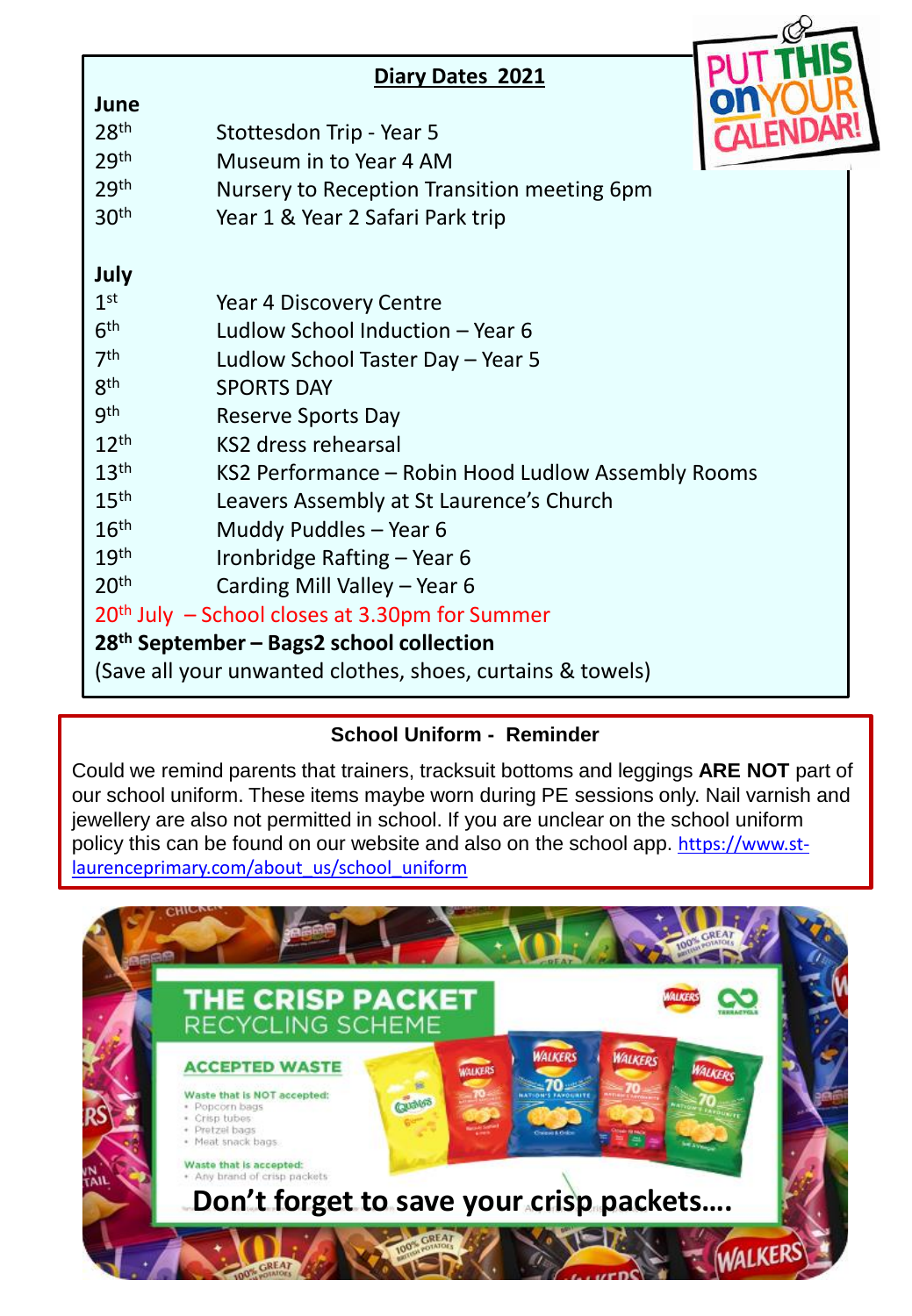## Diary Dates 2021

PUT THIS on YOUR CALENDAR!

**June**

| | |
|---|---|
| 28th | Stottesdon Trip - Year 5 |
| 29th | Museum in to Year 4 AM |
| 29th | Nursery to Reception Transition meeting 6pm |
| 30th | Year 1 & Year 2 Safari Park trip |

**July**

| | |
|---|---|
| 1st | Year 4 Discovery Centre |
| 6th | Ludlow School Induction – Year 6 |
| 7th | Ludlow School Taster Day – Year 5 |
| 8th | SPORTS DAY |
| 9th | Reserve Sports Day |
| 12th | KS2 dress rehearsal |
| 13th | KS2 Performance – Robin Hood Ludlow Assembly Rooms |
| 15th | Leavers Assembly at St Laurence's Church |
| 16th | Muddy Puddles – Year 6 |
| 19th | Ironbridge Rafting – Year 6 |
| 20th | Carding Mill Valley – Year 6 |

20th July – School closes at 3.30pm for Summer

**28th September – Bags2 school collection**

(Save all your unwanted clothes, shoes, curtains & towels)

### School Uniform - Reminder

Could we remind parents that trainers, tracksuit bottoms and leggings **ARE NOT** part of our school uniform. These items maybe worn during PE sessions only. Nail varnish and jewellery are also not permitted in school. If you are unclear on the school uniform policy this can be found on our website and also on the school app. https://www.st-laurenceprimary.com/about_us/school_uniform

## THE CRISP PACKET RECYCLING SCHEME

**ACCEPTED WASTE**

Waste that is NOT accepted:
- Popcorn bags
- Crisp tubes
- Pretzel bags
- Meat snack bags

Waste that is accepted:
- Any brand of crisp packets

**Don't forget to save your crisp packets….**